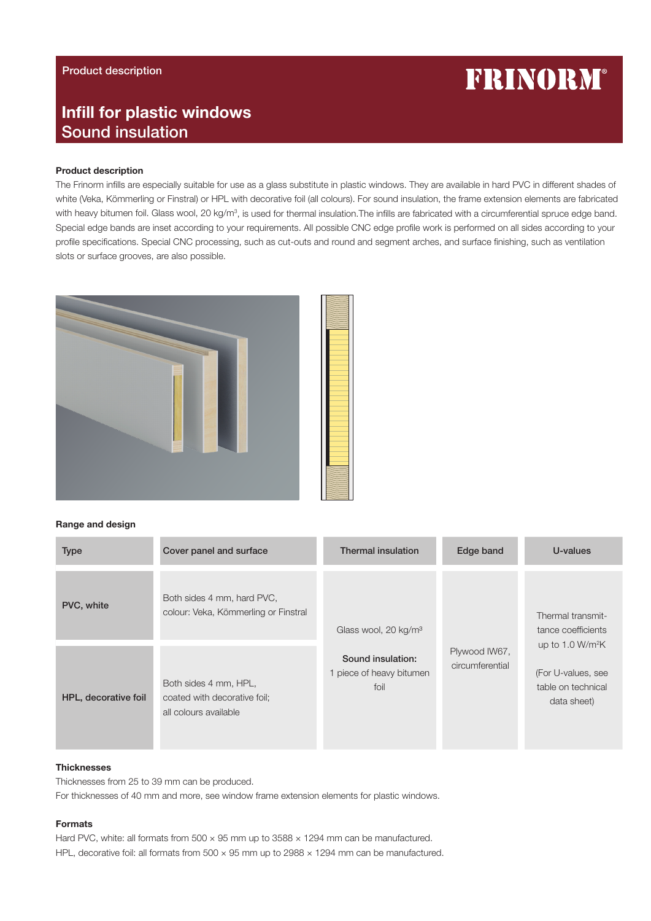Product description

FRINORM®

# Infill for plastic windows
# Sound insulation

### Product description

The Frinorm infills are especially suitable for use as a glass substitute in plastic windows. They are available in hard PVC in different shades of white (Veka, Kömmerling or Finstral) or HPL with decorative foil (all colours). For sound insulation, the frame extension elements are fabricated with heavy bitumen foil. Glass wool, 20 kg/m³, is used for thermal insulation.The infills are fabricated with a circumferential spruce edge band. Special edge bands are inset according to your requirements. All possible CNC edge profile work is performed on all sides according to your profile specifications. Special CNC processing, such as cut-outs and round and segment arches, and surface finishing, such as ventilation slots or surface grooves, are also possible.

### Range and design

| Type | Cover panel and surface | Thermal insulation | Edge band | U-values |
|---|---|---|---|---|
| **PVC, white** | Both sides 4 mm, hard PVC, colour: Veka, Kömmerling or Finstral | Glass wool, 20 kg/m³<br><br>**Sound insulation:** 1 piece of heavy bitumen foil | Plywood IW67, circumferential | Thermal transmittance coefficients up to 1.0 W/m²K<br><br>(For U-values, see table on technical data sheet) |
| **HPL, decorative foil** | Both sides 4 mm, HPL, coated with decorative foil; all colours available | | | |

### Thicknesses

Thicknesses from 25 to 39 mm can be produced.
For thicknesses of 40 mm and more, see window frame extension elements for plastic windows.

### Formats

Hard PVC, white: all formats from 500 × 95 mm up to 3588 × 1294 mm can be manufactured.
HPL, decorative foil: all formats from 500 × 95 mm up to 2988 × 1294 mm can be manufactured.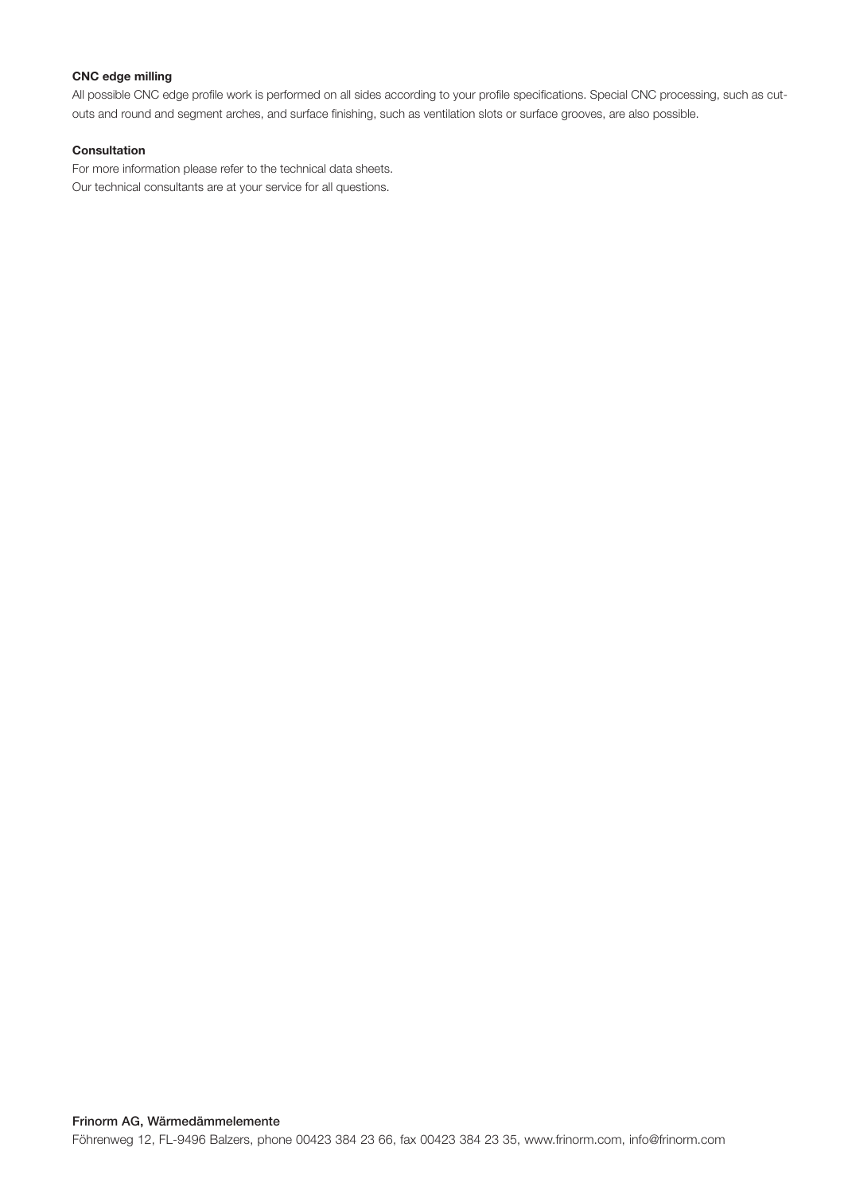**CNC edge milling**

All possible CNC edge profile work is performed on all sides according to your profile specifications. Special CNC processing, such as cut-outs and round and segment arches, and surface finishing, such as ventilation slots or surface grooves, are also possible.

**Consultation**

For more information please refer to the technical data sheets.
Our technical consultants are at your service for all questions.

**Frinorm AG, Wärmedämmelemente**

Föhrenweg 12, FL-9496 Balzers, phone 00423 384 23 66, fax 00423 384 23 35, www.frinorm.com, info@frinorm.com